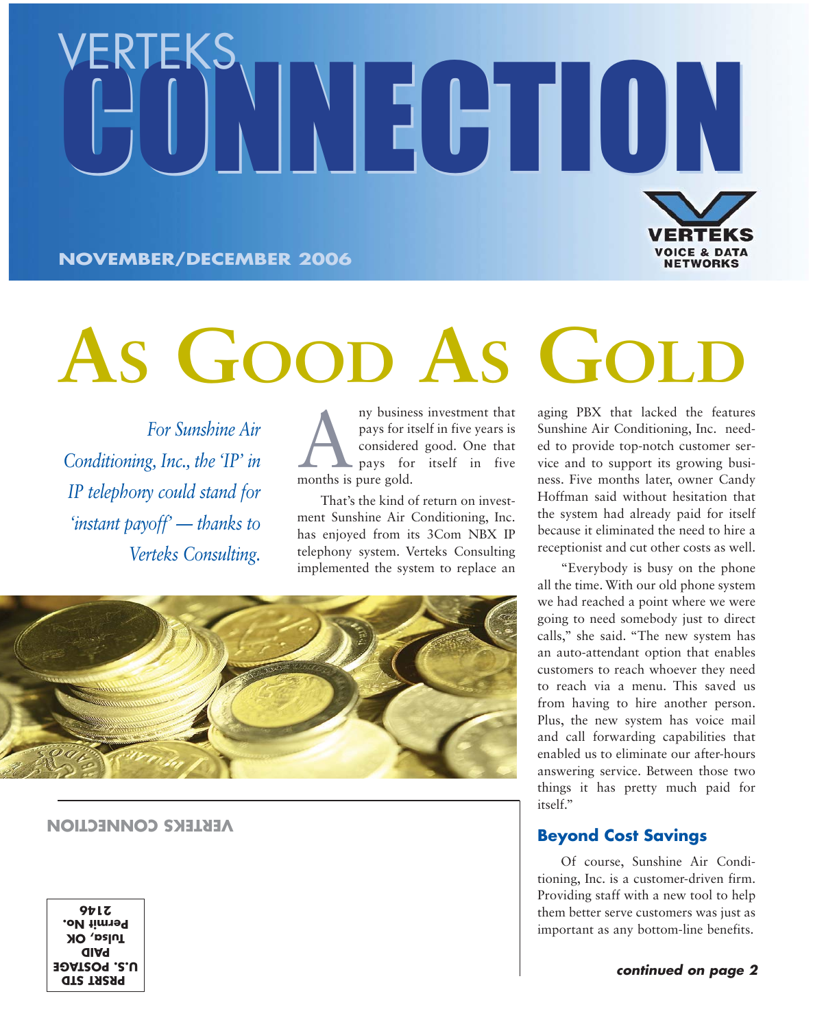# VERTEKS CONNECTION

**NOVEMBER/DECEMBER 2006**

VERTEKS VOICE & DATA NETWORKS

# AS GOOD AS GOLD

*For Sunshine Air Conditioning, Inc., the 'IP' in IP telephony could stand for 'instant payoff' — thanks to Verteks Consulting.*

Any business investment that pays for itself in five years is considered good. One that pays for itself in five months is pure gold.

That's the kind of return on investment Sunshine Air Conditioning, Inc. has enjoyed from its 3Com NBX IP telephony system. Verteks Consulting implemented the system to replace an aging PBX that lacked the features Sunshine Air Conditioning, Inc. needed to provide top-notch customer service and to support its growing business. Five months later, owner Candy Hoffman said without hesitation that the system had already paid for itself because it eliminated the need to hire a receptionist and cut other costs as well.

"Everybody is busy on the phone all the time. With our old phone system we had reached a point where we were going to need somebody just to direct calls," she said. "The new system has an auto-attendant option that enables customers to reach whoever they need to reach via a menu. This saved us from having to hire another person. Plus, the new system has voice mail and call forwarding capabilities that enabled us to eliminate our after-hours answering service. Between those two things it has pretty much paid for itself."

## Beyond Cost Savings

Of course, Sunshine Air Conditioning, Inc. is a customer-driven firm. Providing staff with a new tool to help them better serve customers was just as important as any bottom-line benefits.

***continued on page 2***

VERTEKS CONNECTION

PRSRT STD
U.S. POSTAGE
PAID
Tulsa, OK
Permit No.
2146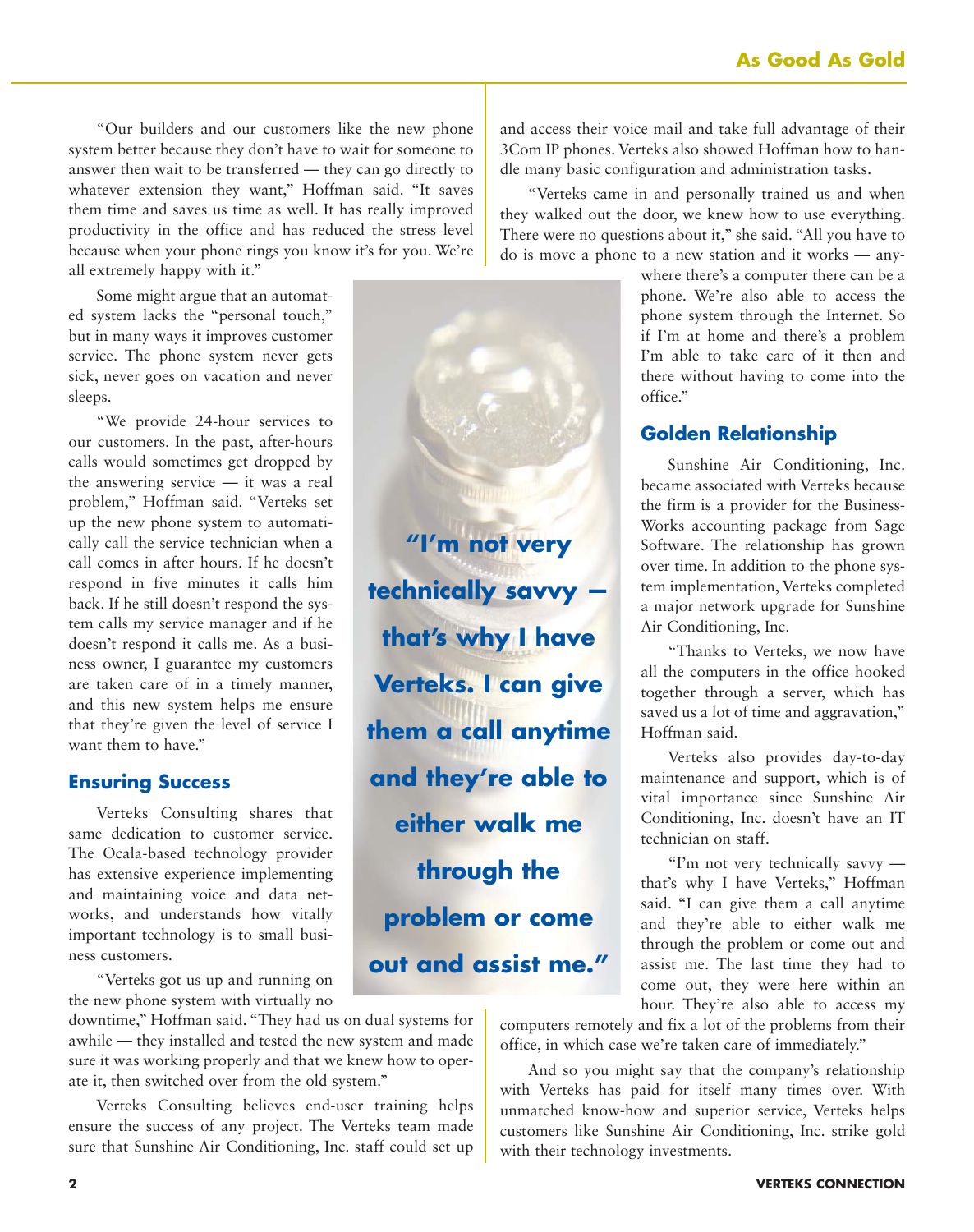"Our builders and our customers like the new phone system better because they don't have to wait for someone to answer then wait to be transferred — they can go directly to whatever extension they want," Hoffman said. "It saves them time and saves us time as well. It has really improved productivity in the office and has reduced the stress level because when your phone rings you know it's for you. We're all extremely happy with it."

Some might argue that an automated system lacks the "personal touch," but in many ways it improves customer service. The phone system never gets sick, never goes on vacation and never sleeps.

"We provide 24-hour services to our customers. In the past, after-hours calls would sometimes get dropped by the answering service — it was a real problem," Hoffman said. "Verteks set up the new phone system to automatically call the service technician when a call comes in after hours. If he doesn't respond in five minutes it calls him back. If he still doesn't respond the system calls my service manager and if he doesn't respond it calls me. As a business owner, I guarantee my customers are taken care of in a timely manner, and this new system helps me ensure that they're given the level of service I want them to have."

## Ensuring Success

Verteks Consulting shares that same dedication to customer service. The Ocala-based technology provider has extensive experience implementing and maintaining voice and data networks, and understands how vitally important technology is to small business customers.

"Verteks got us up and running on the new phone system with virtually no downtime," Hoffman said. "They had us on dual systems for awhile — they installed and tested the new system and made sure it was working properly and that we knew how to operate it, then switched over from the old system."

Verteks Consulting believes end-user training helps ensure the success of any project. The Verteks team made sure that Sunshine Air Conditioning, Inc. staff could set up and access their voice mail and take full advantage of their 3Com IP phones. Verteks also showed Hoffman how to handle many basic configuration and administration tasks.

"Verteks came in and personally trained us and when they walked out the door, we knew how to use everything. There were no questions about it," she said. "All you have to do is move a phone to a new station and it works — anywhere there's a computer there can be a phone. We're also able to access the phone system through the Internet. So if I'm at home and there's a problem I'm able to take care of it then and there without having to come into the office."

**"I'm not very technically savvy — that's why I have Verteks. I can give them a call anytime and they're able to either walk me through the problem or come out and assist me."**

## Golden Relationship

Sunshine Air Conditioning, Inc. became associated with Verteks because the firm is a provider for the BusinessWorks accounting package from Sage Software. The relationship has grown over time. In addition to the phone system implementation, Verteks completed a major network upgrade for Sunshine Air Conditioning, Inc.

"Thanks to Verteks, we now have all the computers in the office hooked together through a server, which has saved us a lot of time and aggravation," Hoffman said.

Verteks also provides day-to-day maintenance and support, which is of vital importance since Sunshine Air Conditioning, Inc. doesn't have an IT technician on staff.

"I'm not very technically savvy — that's why I have Verteks," Hoffman said. "I can give them a call anytime and they're able to either walk me through the problem or come out and assist me. The last time they had to come out, they were here within an hour. They're also able to access my computers remotely and fix a lot of the problems from their office, in which case we're taken care of immediately."

And so you might say that the company's relationship with Verteks has paid for itself many times over. With unmatched know-how and superior service, Verteks helps customers like Sunshine Air Conditioning, Inc. strike gold with their technology investments.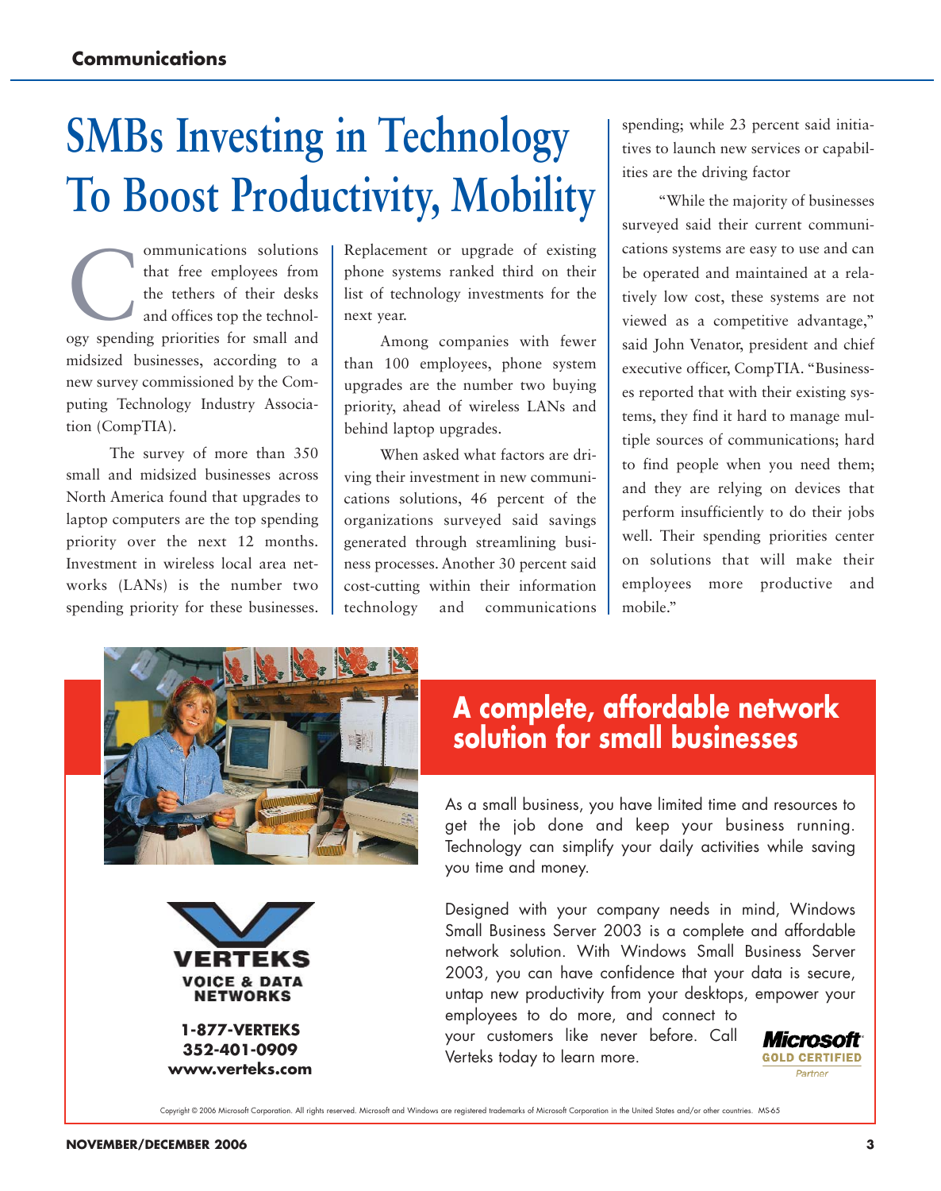# SMBs Investing in Technology To Boost Productivity, Mobility

Communications solutions that free employees from the tethers of their desks and offices top the technology spending priorities for small and midsized businesses, according to a new survey commissioned by the Computing Technology Industry Association (CompTIA).

The survey of more than 350 small and midsized businesses across North America found that upgrades to laptop computers are the top spending priority over the next 12 months. Investment in wireless local area networks (LANs) is the number two spending priority for these businesses. Replacement or upgrade of existing phone systems ranked third on their list of technology investments for the next year.

Among companies with fewer than 100 employees, phone system upgrades are the number two buying priority, ahead of wireless LANs and behind laptop upgrades.

When asked what factors are driving their investment in new communications solutions, 46 percent of the organizations surveyed said savings generated through streamlining business processes. Another 30 percent said cost-cutting within their information technology and communications spending; while 23 percent said initiatives to launch new services or capabilities are the driving factor

"While the majority of businesses surveyed said their current communications systems are easy to use and can be operated and maintained at a relatively low cost, these systems are not viewed as a competitive advantage," said John Venator, president and chief executive officer, CompTIA. "Businesses reported that with their existing systems, they find it hard to manage multiple sources of communications; hard to find people when you need them; and they are relying on devices that perform insufficiently to do their jobs well. Their spending priorities center on solutions that will make their employees more productive and mobile."

## A complete, affordable network solution for small businesses

As a small business, you have limited time and resources to get the job done and keep your business running. Technology can simplify your daily activities while saving you time and money.

Designed with your company needs in mind, Windows Small Business Server 2003 is a complete and affordable network solution. With Windows Small Business Server 2003, you can have confidence that your data is secure, untap new productivity from your desktops, empower your employees to do more, and connect to your customers like never before. Call Verteks today to learn more.

**VERTEKS**
**VOICE & DATA NETWORKS**

**1-877-VERTEKS**
**352-401-0909**
**www.verteks.com**

**Microsoft GOLD CERTIFIED** Partner

Copyright © 2006 Microsoft Corporation. All rights reserved. Microsoft and Windows are registered trademarks of Microsoft Corporation in the United States and/or other countries. MS-65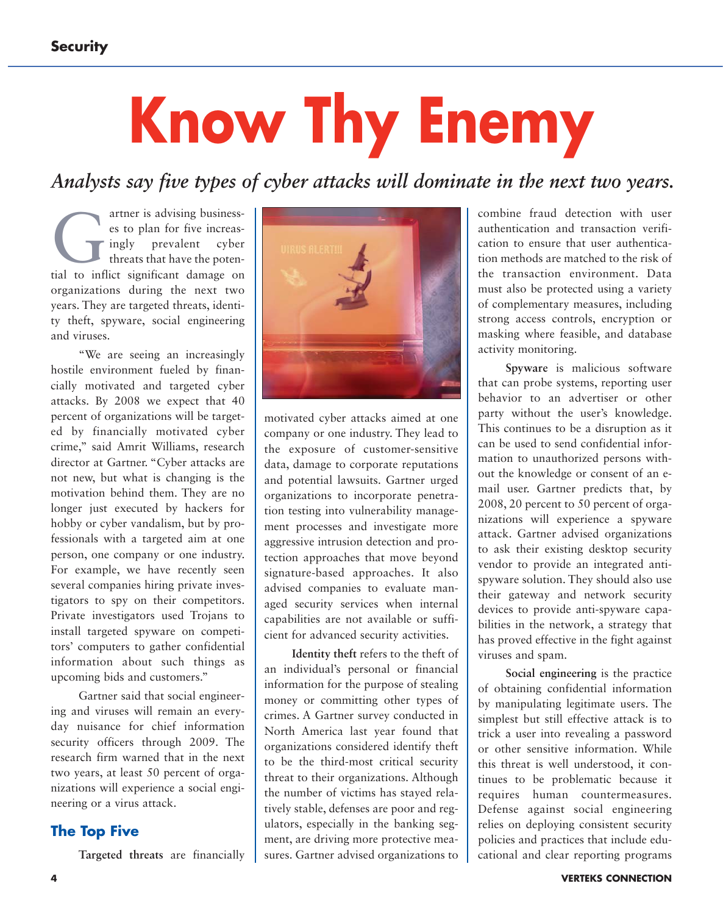# Know Thy Enemy

*Analysts say five types of cyber attacks will dominate in the next two years.*

Gartner is advising businesses to plan for five increasingly prevalent cyber threats that have the potential to inflict significant damage on organizations during the next two years. They are targeted threats, identity theft, spyware, social engineering and viruses.

"We are seeing an increasingly hostile environment fueled by financially motivated and targeted cyber attacks. By 2008 we expect that 40 percent of organizations will be targeted by financially motivated cyber crime," said Amrit Williams, research director at Gartner. "Cyber attacks are not new, but what is changing is the motivation behind them. They are no longer just executed by hackers for hobby or cyber vandalism, but by professionals with a targeted aim at one person, one company or one industry. For example, we have recently seen several companies hiring private investigators to spy on their competitors. Private investigators used Trojans to install targeted spyware on competitors' computers to gather confidential information about such things as upcoming bids and customers."

Gartner said that social engineering and viruses will remain an everyday nuisance for chief information security officers through 2009. The research firm warned that in the next two years, at least 50 percent of organizations will experience a social engineering or a virus attack.

## The Top Five

**Targeted threats** are financially motivated cyber attacks aimed at one company or one industry. They lead to the exposure of customer-sensitive data, damage to corporate reputations and potential lawsuits. Gartner urged organizations to incorporate penetration testing into vulnerability management processes and investigate more aggressive intrusion detection and protection approaches that move beyond signature-based approaches. It also advised companies to evaluate managed security services when internal capabilities are not available or sufficient for advanced security activities.

**Identity theft** refers to the theft of an individual's personal or financial information for the purpose of stealing money or committing other types of crimes. A Gartner survey conducted in North America last year found that organizations considered identify theft to be the third-most critical security threat to their organizations. Although the number of victims has stayed relatively stable, defenses are poor and regulators, especially in the banking segment, are driving more protective measures. Gartner advised organizations to combine fraud detection with user authentication and transaction verification to ensure that user authentication methods are matched to the risk of the transaction environment. Data must also be protected using a variety of complementary measures, including strong access controls, encryption or masking where feasible, and database activity monitoring.

**Spyware** is malicious software that can probe systems, reporting user behavior to an advertiser or other party without the user's knowledge. This continues to be a disruption as it can be used to send confidential information to unauthorized persons without the knowledge or consent of an e-mail user. Gartner predicts that, by 2008, 20 percent to 50 percent of organizations will experience a spyware attack. Gartner advised organizations to ask their existing desktop security vendor to provide an integrated anti-spyware solution. They should also use their gateway and network security devices to provide anti-spyware capabilities in the network, a strategy that has proved effective in the fight against viruses and spam.

**Social engineering** is the practice of obtaining confidential information by manipulating legitimate users. The simplest but still effective attack is to trick a user into revealing a password or other sensitive information. While this threat is well understood, it continues to be problematic because it requires human countermeasures. Defense against social engineering relies on deploying consistent security policies and practices that include educational and clear reporting programs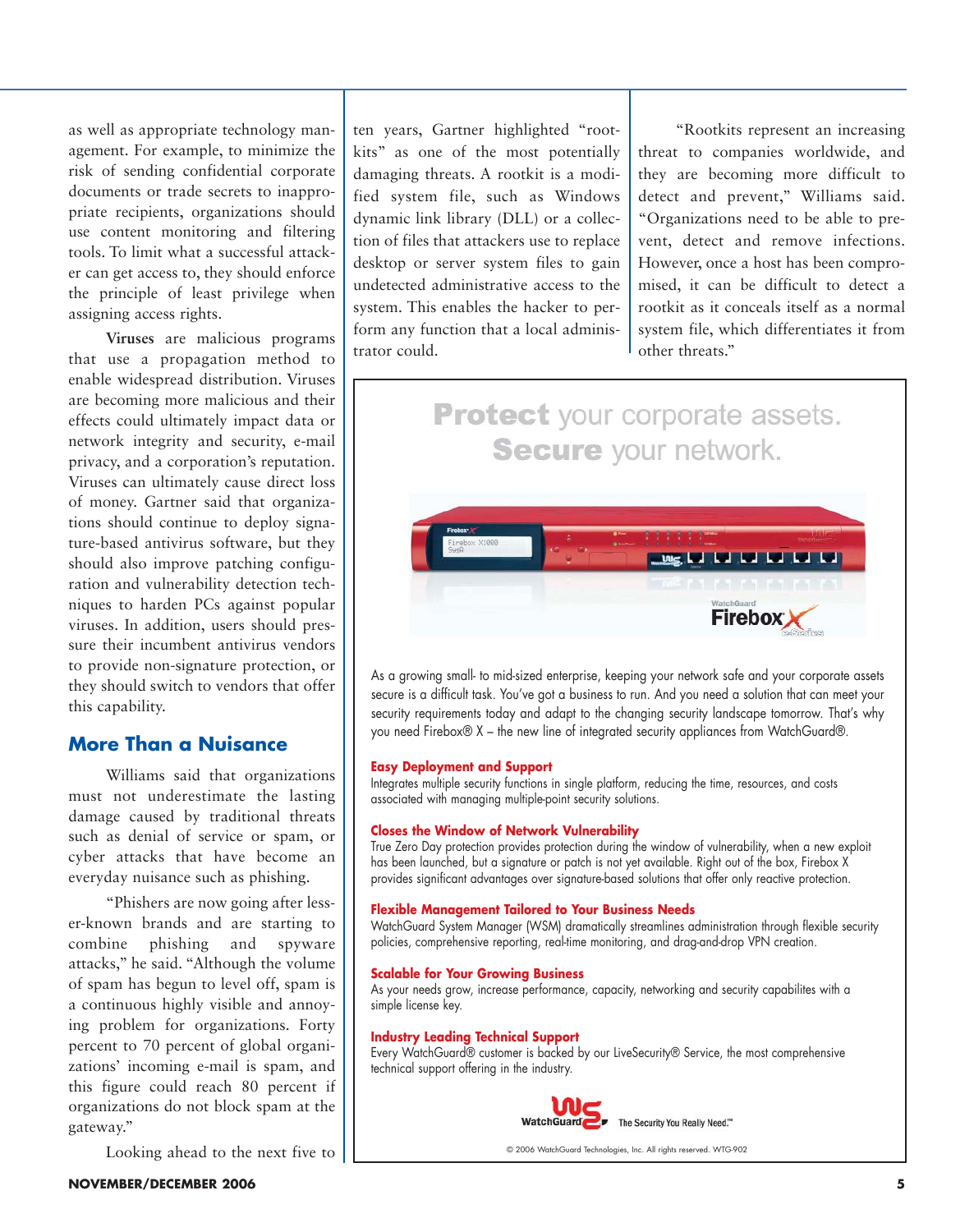as well as appropriate technology management. For example, to minimize the risk of sending confidential corporate documents or trade secrets to inappropriate recipients, organizations should use content monitoring and filtering tools. To limit what a successful attacker can get access to, they should enforce the principle of least privilege when assigning access rights.

**Viruses** are malicious programs that use a propagation method to enable widespread distribution. Viruses are becoming more malicious and their effects could ultimately impact data or network integrity and security, e-mail privacy, and a corporation's reputation. Viruses can ultimately cause direct loss of money. Gartner said that organizations should continue to deploy signature-based antivirus software, but they should also improve patching configuration and vulnerability detection techniques to harden PCs against popular viruses. In addition, users should pressure their incumbent antivirus vendors to provide non-signature protection, or they should switch to vendors that offer this capability.

## More Than a Nuisance

Williams said that organizations must not underestimate the lasting damage caused by traditional threats such as denial of service or spam, or cyber attacks that have become an everyday nuisance such as phishing.

"Phishers are now going after lesser-known brands and are starting to combine phishing and spyware attacks," he said. "Although the volume of spam has begun to level off, spam is a continuous highly visible and annoying problem for organizations. Forty percent to 70 percent of global organizations' incoming e-mail is spam, and this figure could reach 80 percent if organizations do not block spam at the gateway."

Looking ahead to the next five to ten years, Gartner highlighted "rootkits" as one of the most potentially damaging threats. A rootkit is a modified system file, such as Windows dynamic link library (DLL) or a collection of files that attackers use to replace desktop or server system files to gain undetected administrative access to the system. This enables the hacker to perform any function that a local administrator could.

"Rootkits represent an increasing threat to companies worldwide, and they are becoming more difficult to detect and prevent," Williams said. "Organizations need to be able to prevent, detect and remove infections. However, once a host has been compromised, it can be difficult to detect a rootkit as it conceals itself as a normal system file, which differentiates it from other threats."

**Protect** your corporate assets. **Secure** your network.

WatchGuard Firebox X e-Series

As a growing small- to mid-sized enterprise, keeping your network safe and your corporate assets secure is a difficult task. You've got a business to run. And you need a solution that can meet your security requirements today and adapt to the changing security landscape tomorrow. That's why you need Firebox® X – the new line of integrated security appliances from WatchGuard®.

**Easy Deployment and Support**
Integrates multiple security functions in single platform, reducing the time, resources, and costs associated with managing multiple-point security solutions.

**Closes the Window of Network Vulnerability**
True Zero Day protection provides protection during the window of vulnerability, when a new exploit has been launched, but a signature or patch is not yet available. Right out of the box, Firebox X provides significant advantages over signature-based solutions that offer only reactive protection.

**Flexible Management Tailored to Your Business Needs**
WatchGuard System Manager (WSM) dramatically streamlines administration through flexible security policies, comprehensive reporting, real-time monitoring, and drag-and-drop VPN creation.

**Scalable for Your Growing Business**
As your needs grow, increase performance, capacity, networking and security capabilites with a simple license key.

**Industry Leading Technical Support**
Every WatchGuard® customer is backed by our LiveSecurity® Service, the most comprehensive technical support offering in the industry.

WatchGuard — The Security You Really Need.™

© 2006 WatchGuard Technologies, Inc. All rights reserved. WTG-902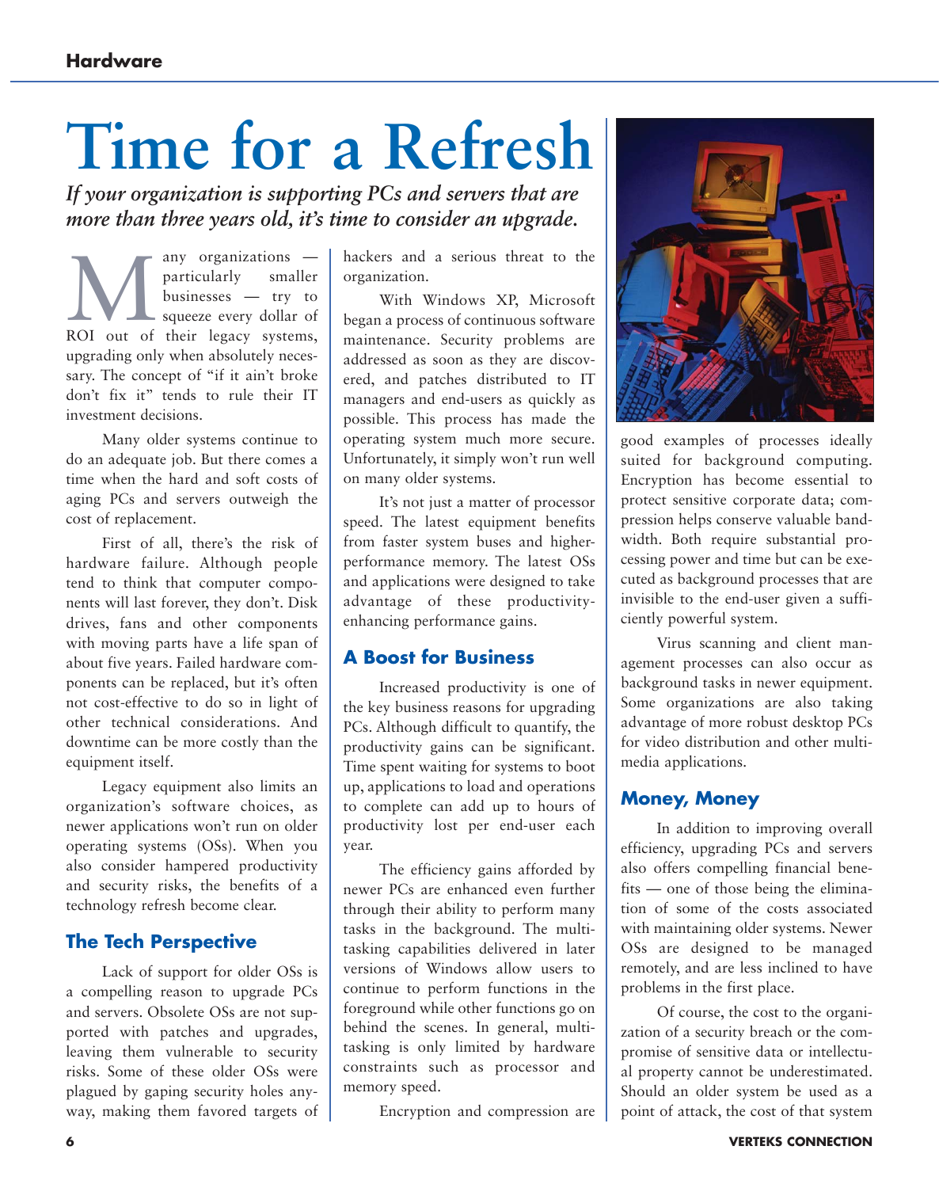# Time for a Refresh

***If your organization is supporting PCs and servers that are more than three years old, it's time to consider an upgrade.***

Many organizations — particularly smaller businesses — try to squeeze every dollar of ROI out of their legacy systems, upgrading only when absolutely necessary. The concept of "if it ain't broke don't fix it" tends to rule their IT investment decisions.

Many older systems continue to do an adequate job. But there comes a time when the hard and soft costs of aging PCs and servers outweigh the cost of replacement.

First of all, there's the risk of hardware failure. Although people tend to think that computer components will last forever, they don't. Disk drives, fans and other components with moving parts have a life span of about five years. Failed hardware components can be replaced, but it's often not cost-effective to do so in light of other technical considerations. And downtime can be more costly than the equipment itself.

Legacy equipment also limits an organization's software choices, as newer applications won't run on older operating systems (OSs). When you also consider hampered productivity and security risks, the benefits of a technology refresh become clear.

## The Tech Perspective

Lack of support for older OSs is a compelling reason to upgrade PCs and servers. Obsolete OSs are not supported with patches and upgrades, leaving them vulnerable to security risks. Some of these older OSs were plagued by gaping security holes anyway, making them favored targets of hackers and a serious threat to the organization.

With Windows XP, Microsoft began a process of continuous software maintenance. Security problems are addressed as soon as they are discovered, and patches distributed to IT managers and end-users as quickly as possible. This process has made the operating system much more secure. Unfortunately, it simply won't run well on many older systems.

It's not just a matter of processor speed. The latest equipment benefits from faster system buses and higher-performance memory. The latest OSs and applications were designed to take advantage of these productivity-enhancing performance gains.

## A Boost for Business

Increased productivity is one of the key business reasons for upgrading PCs. Although difficult to quantify, the productivity gains can be significant. Time spent waiting for systems to boot up, applications to load and operations to complete can add up to hours of productivity lost per end-user each year.

The efficiency gains afforded by newer PCs are enhanced even further through their ability to perform many tasks in the background. The multitasking capabilities delivered in later versions of Windows allow users to continue to perform functions in the foreground while other functions go on behind the scenes. In general, multitasking is only limited by hardware constraints such as processor and memory speed.

Encryption and compression are good examples of processes ideally suited for background computing. Encryption has become essential to protect sensitive corporate data; compression helps conserve valuable bandwidth. Both require substantial processing power and time but can be executed as background processes that are invisible to the end-user given a sufficiently powerful system.

Virus scanning and client management processes can also occur as background tasks in newer equipment. Some organizations are also taking advantage of more robust desktop PCs for video distribution and other multimedia applications.

## Money, Money

In addition to improving overall efficiency, upgrading PCs and servers also offers compelling financial benefits — one of those being the elimination of some of the costs associated with maintaining older systems. Newer OSs are designed to be managed remotely, and are less inclined to have problems in the first place.

Of course, the cost to the organization of a security breach or the compromise of sensitive data or intellectual property cannot be underestimated. Should an older system be used as a point of attack, the cost of that system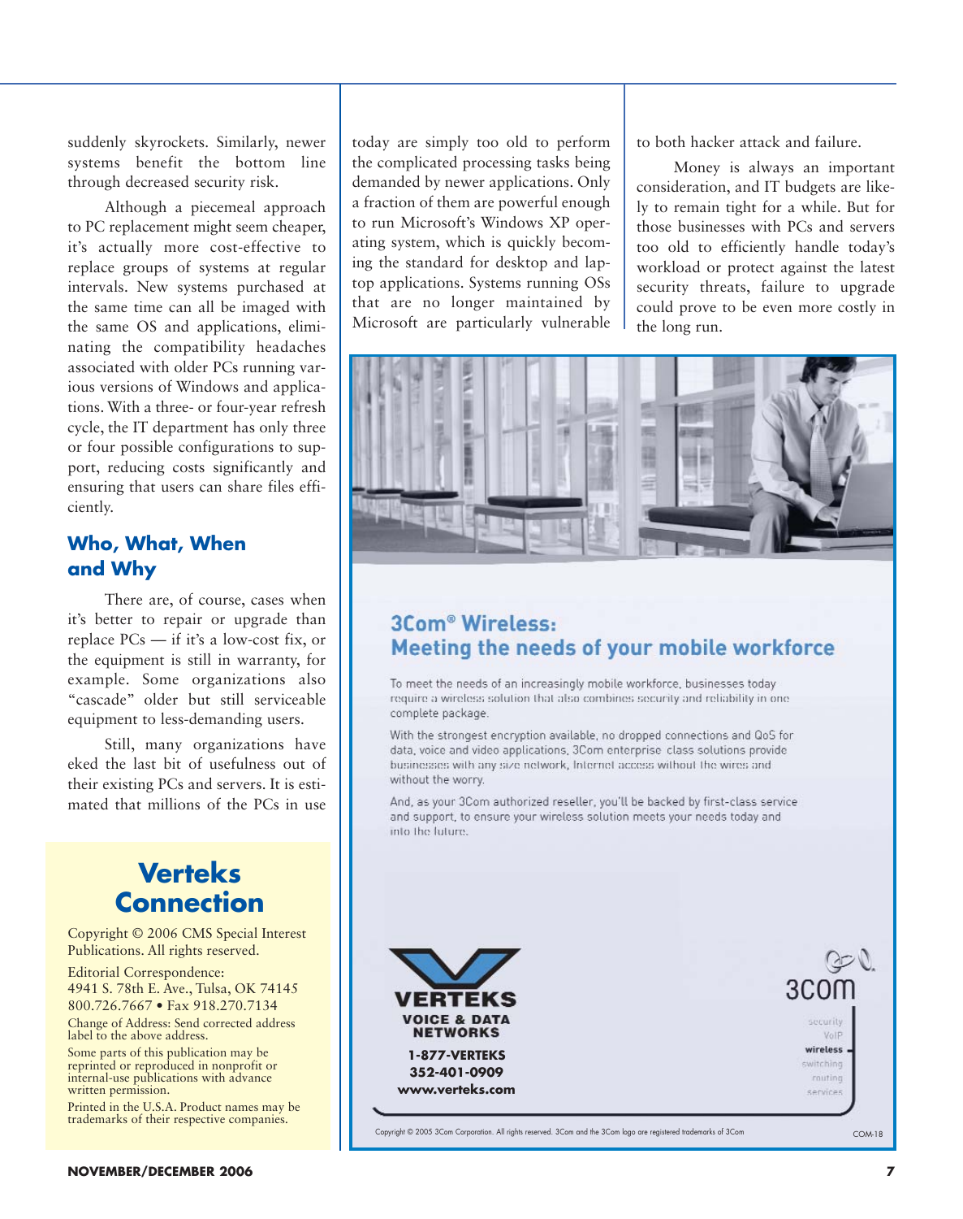suddenly skyrockets. Similarly, newer systems benefit the bottom line through decreased security risk.

Although a piecemeal approach to PC replacement might seem cheaper, it's actually more cost-effective to replace groups of systems at regular intervals. New systems purchased at the same time can all be imaged with the same OS and applications, eliminating the compatibility headaches associated with older PCs running various versions of Windows and applications. With a three- or four-year refresh cycle, the IT department has only three or four possible configurations to support, reducing costs significantly and ensuring that users can share files efficiently.

## Who, What, When and Why

There are, of course, cases when it's better to repair or upgrade than replace PCs — if it's a low-cost fix, or the equipment is still in warranty, for example. Some organizations also "cascade" older but still serviceable equipment to less-demanding users.

Still, many organizations have eked the last bit of usefulness out of their existing PCs and servers. It is estimated that millions of the PCs in use today are simply too old to perform the complicated processing tasks being demanded by newer applications. Only a fraction of them are powerful enough to run Microsoft's Windows XP operating system, which is quickly becoming the standard for desktop and laptop applications. Systems running OSs that are no longer maintained by Microsoft are particularly vulnerable to both hacker attack and failure.

Money is always an important consideration, and IT budgets are likely to remain tight for a while. But for those businesses with PCs and servers too old to efficiently handle today's workload or protect against the latest security threats, failure to upgrade could prove to be even more costly in the long run.

## Verteks Connection

Copyright © 2006 CMS Special Interest Publications. All rights reserved.

Editorial Correspondence:
4941 S. 78th E. Ave., Tulsa, OK 74145
800.726.7667 • Fax 918.270.7134

Change of Address: Send corrected address label to the above address.

Some parts of this publication may be reprinted or reproduced in nonprofit or internal-use publications with advance written permission.

Printed in the U.S.A. Product names may be trademarks of their respective companies.

## 3Com® Wireless: Meeting the needs of your mobile workforce

To meet the needs of an increasingly mobile workforce, businesses today require a wireless solution that also combines security and reliability in one complete package.

With the strongest encryption available, no dropped connections and QoS for data, voice and video applications, 3Com enterprise class solutions provide businesses with any size network, Internet access without the wires and without the worry.

And, as your 3Com authorized reseller, you'll be backed by first-class service and support, to ensure your wireless solution meets your needs today and into the future.

**VERTEKS**
**VOICE & DATA NETWORKS**
**1-877-VERTEKS**
**352-401-0909**
**www.verteks.com**

3com — security, VoIP, **wireless**, switching, routing, services

Copyright © 2005 3Com Corporation. All rights reserved. 3Com and the 3Com logo are registered trademarks of 3Com

COM-18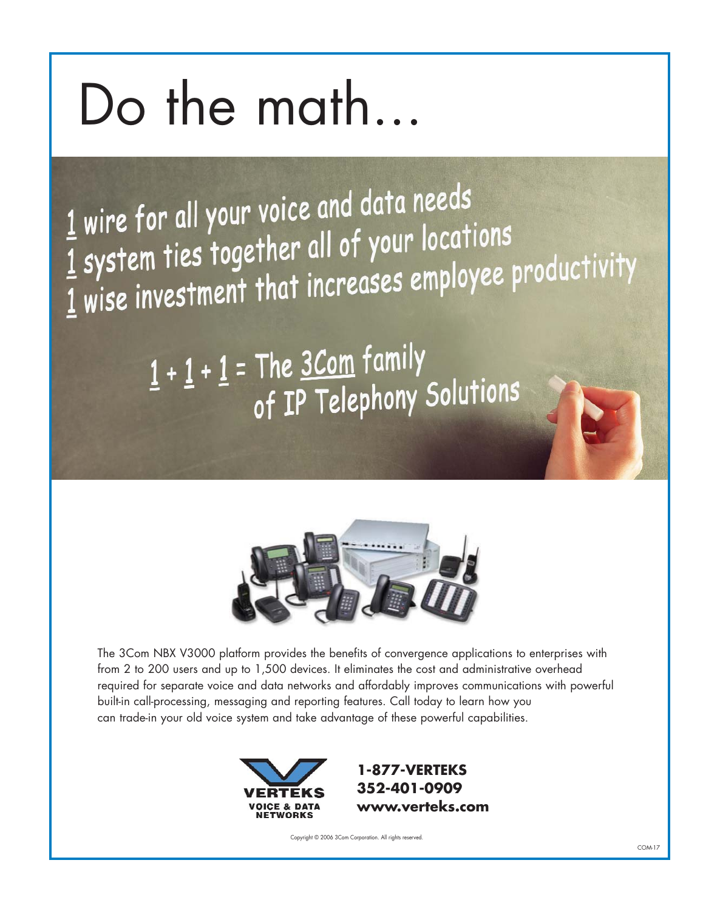# Do the math…

1 wire for all your voice and data needs
1 system ties together all of your locations
1 wise investment that increases employee productivity

1 + 1 + 1 = The 3Com family of IP Telephony Solutions

The 3Com NBX V3000 platform provides the benefits of convergence applications to enterprises with from 2 to 200 users and up to 1,500 devices. It eliminates the cost and administrative overhead required for separate voice and data networks and affordably improves communications with powerful built-in call-processing, messaging and reporting features. Call today to learn how you can trade-in your old voice system and take advantage of these powerful capabilities.

VERTEKS
VOICE & DATA NETWORKS

**1-877-VERTEKS**
**352-401-0909**
**www.verteks.com**

Copyright © 2006 3Com Corporation. All rights reserved.

COM-17